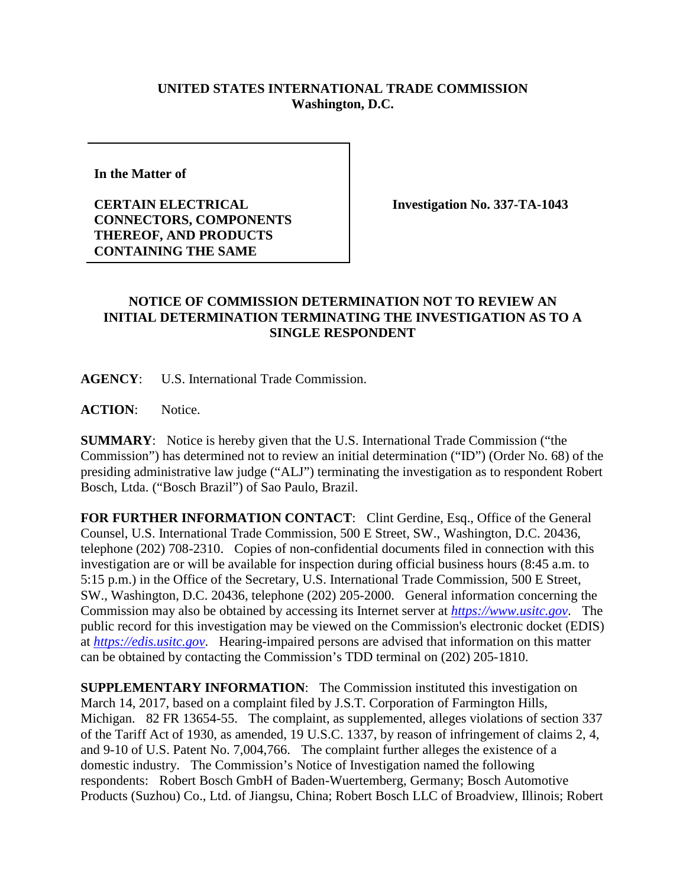**UNITED STATES INTERNATIONAL TRADE COMMISSION**
**Washington, D.C.**

| | |
|---|---|
| **In the Matter of** <br><br> **CERTAIN ELECTRICAL CONNECTORS, COMPONENTS THEREOF, AND PRODUCTS CONTAINING THE SAME** | **Investigation No. 337-TA-1043** |

**NOTICE OF COMMISSION DETERMINATION NOT TO REVIEW AN INITIAL DETERMINATION TERMINATING THE INVESTIGATION AS TO A SINGLE RESPONDENT**

**AGENCY**: U.S. International Trade Commission.

**ACTION**: Notice.

**SUMMARY**: Notice is hereby given that the U.S. International Trade Commission ("the Commission") has determined not to review an initial determination ("ID") (Order No. 68) of the presiding administrative law judge ("ALJ") terminating the investigation as to respondent Robert Bosch, Ltda. ("Bosch Brazil") of Sao Paulo, Brazil.

**FOR FURTHER INFORMATION CONTACT**: Clint Gerdine, Esq., Office of the General Counsel, U.S. International Trade Commission, 500 E Street, SW., Washington, D.C. 20436, telephone (202) 708-2310. Copies of non-confidential documents filed in connection with this investigation are or will be available for inspection during official business hours (8:45 a.m. to 5:15 p.m.) in the Office of the Secretary, U.S. International Trade Commission, 500 E Street, SW., Washington, D.C. 20436, telephone (202) 205-2000. General information concerning the Commission may also be obtained by accessing its Internet server at *https://www.usitc.gov*. The public record for this investigation may be viewed on the Commission's electronic docket (EDIS) at *https://edis.usitc.gov*. Hearing-impaired persons are advised that information on this matter can be obtained by contacting the Commission's TDD terminal on (202) 205-1810.

**SUPPLEMENTARY INFORMATION**: The Commission instituted this investigation on March 14, 2017, based on a complaint filed by J.S.T. Corporation of Farmington Hills, Michigan. 82 FR 13654-55. The complaint, as supplemented, alleges violations of section 337 of the Tariff Act of 1930, as amended, 19 U.S.C. 1337, by reason of infringement of claims 2, 4, and 9-10 of U.S. Patent No. 7,004,766. The complaint further alleges the existence of a domestic industry. The Commission's Notice of Investigation named the following respondents: Robert Bosch GmbH of Baden-Wuertemberg, Germany; Bosch Automotive Products (Suzhou) Co., Ltd. of Jiangsu, China; Robert Bosch LLC of Broadview, Illinois; Robert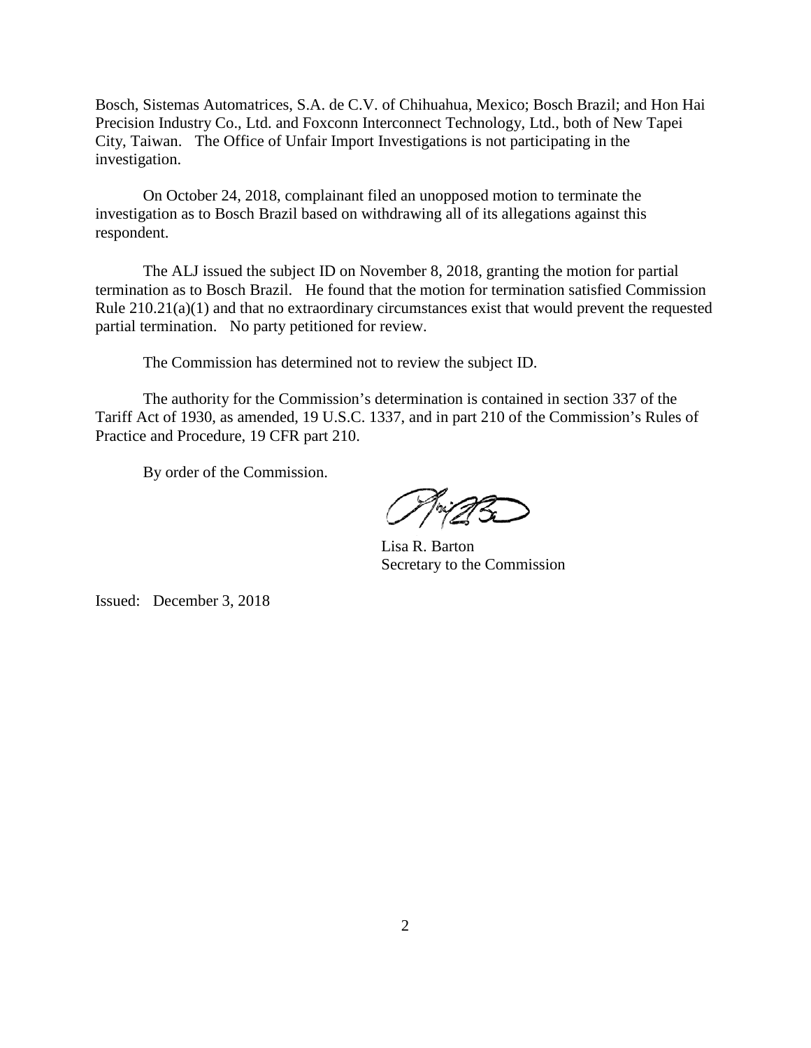Bosch, Sistemas Automatrices, S.A. de C.V. of Chihuahua, Mexico; Bosch Brazil; and Hon Hai Precision Industry Co., Ltd. and Foxconn Interconnect Technology, Ltd., both of New Tapei City, Taiwan. The Office of Unfair Import Investigations is not participating in the investigation.

On October 24, 2018, complainant filed an unopposed motion to terminate the investigation as to Bosch Brazil based on withdrawing all of its allegations against this respondent.

The ALJ issued the subject ID on November 8, 2018, granting the motion for partial termination as to Bosch Brazil. He found that the motion for termination satisfied Commission Rule 210.21(a)(1) and that no extraordinary circumstances exist that would prevent the requested partial termination. No party petitioned for review.

The Commission has determined not to review the subject ID.

The authority for the Commission's determination is contained in section 337 of the Tariff Act of 1930, as amended, 19 U.S.C. 1337, and in part 210 of the Commission's Rules of Practice and Procedure, 19 CFR part 210.

By order of the Commission.

Lisa R. Barton
Secretary to the Commission

Issued: December 3, 2018